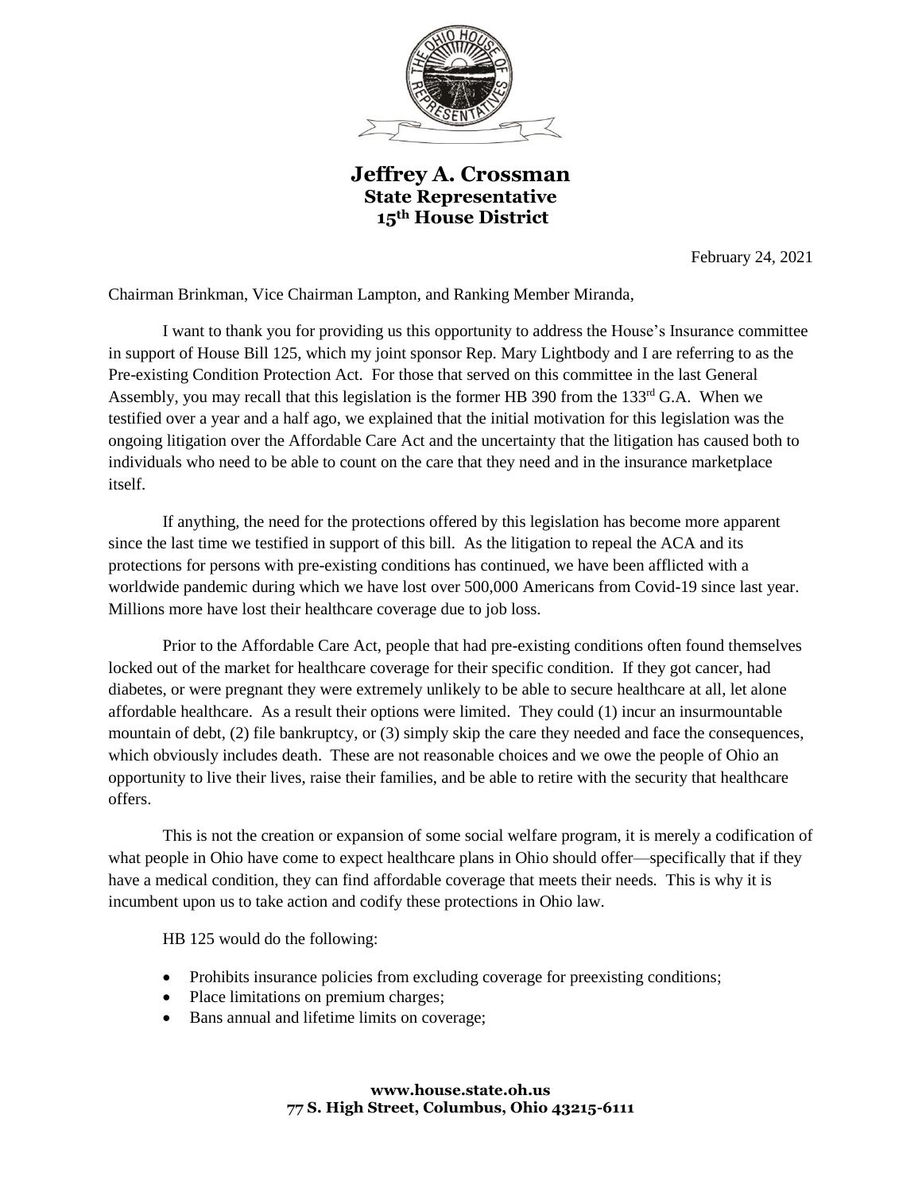**Jeffrey A. Crossman**
**State Representative**
**15th House District**

February 24, 2021

Chairman Brinkman, Vice Chairman Lampton, and Ranking Member Miranda,

I want to thank you for providing us this opportunity to address the House's Insurance committee in support of House Bill 125, which my joint sponsor Rep. Mary Lightbody and I are referring to as the Pre-existing Condition Protection Act. For those that served on this committee in the last General Assembly, you may recall that this legislation is the former HB 390 from the 133rd G.A. When we testified over a year and a half ago, we explained that the initial motivation for this legislation was the ongoing litigation over the Affordable Care Act and the uncertainty that the litigation has caused both to individuals who need to be able to count on the care that they need and in the insurance marketplace itself.

If anything, the need for the protections offered by this legislation has become more apparent since the last time we testified in support of this bill. As the litigation to repeal the ACA and its protections for persons with pre-existing conditions has continued, we have been afflicted with a worldwide pandemic during which we have lost over 500,000 Americans from Covid-19 since last year. Millions more have lost their healthcare coverage due to job loss.

Prior to the Affordable Care Act, people that had pre-existing conditions often found themselves locked out of the market for healthcare coverage for their specific condition. If they got cancer, had diabetes, or were pregnant they were extremely unlikely to be able to secure healthcare at all, let alone affordable healthcare. As a result their options were limited. They could (1) incur an insurmountable mountain of debt, (2) file bankruptcy, or (3) simply skip the care they needed and face the consequences, which obviously includes death. These are not reasonable choices and we owe the people of Ohio an opportunity to live their lives, raise their families, and be able to retire with the security that healthcare offers.

This is not the creation or expansion of some social welfare program, it is merely a codification of what people in Ohio have come to expect healthcare plans in Ohio should offer—specifically that if they have a medical condition, they can find affordable coverage that meets their needs. This is why it is incumbent upon us to take action and codify these protections in Ohio law.

HB 125 would do the following:

- Prohibits insurance policies from excluding coverage for preexisting conditions;
- Place limitations on premium charges;
- Bans annual and lifetime limits on coverage;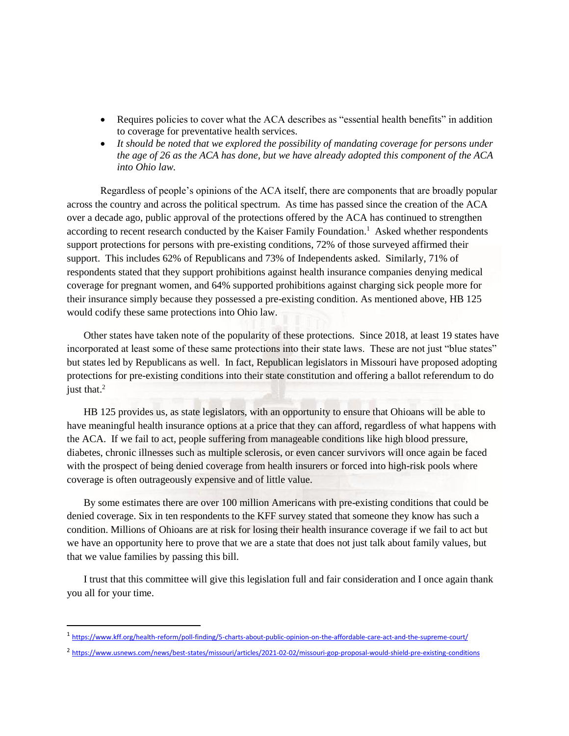- Requires policies to cover what the ACA describes as "essential health benefits" in addition to coverage for preventative health services.
- *It should be noted that we explored the possibility of mandating coverage for persons under the age of 26 as the ACA has done, but we have already adopted this component of the ACA into Ohio law.*

Regardless of people's opinions of the ACA itself, there are components that are broadly popular across the country and across the political spectrum. As time has passed since the creation of the ACA over a decade ago, public approval of the protections offered by the ACA has continued to strengthen according to recent research conducted by the Kaiser Family Foundation.[1] Asked whether respondents support protections for persons with pre-existing conditions, 72% of those surveyed affirmed their support. This includes 62% of Republicans and 73% of Independents asked. Similarly, 71% of respondents stated that they support prohibitions against health insurance companies denying medical coverage for pregnant women, and 64% supported prohibitions against charging sick people more for their insurance simply because they possessed a pre-existing condition. As mentioned above, HB 125 would codify these same protections into Ohio law.

Other states have taken note of the popularity of these protections. Since 2018, at least 19 states have incorporated at least some of these same protections into their state laws. These are not just "blue states" but states led by Republicans as well. In fact, Republican legislators in Missouri have proposed adopting protections for pre-existing conditions into their state constitution and offering a ballot referendum to do just that.[2]

HB 125 provides us, as state legislators, with an opportunity to ensure that Ohioans will be able to have meaningful health insurance options at a price that they can afford, regardless of what happens with the ACA. If we fail to act, people suffering from manageable conditions like high blood pressure, diabetes, chronic illnesses such as multiple sclerosis, or even cancer survivors will once again be faced with the prospect of being denied coverage from health insurers or forced into high-risk pools where coverage is often outrageously expensive and of little value.

By some estimates there are over 100 million Americans with pre-existing conditions that could be denied coverage. Six in ten respondents to the KFF survey stated that someone they know has such a condition. Millions of Ohioans are at risk for losing their health insurance coverage if we fail to act but we have an opportunity here to prove that we are a state that does not just talk about family values, but that we value families by passing this bill.

I trust that this committee will give this legislation full and fair consideration and I once again thank you all for your time.

---

[1] https://www.kff.org/health-reform/poll-finding/5-charts-about-public-opinion-on-the-affordable-care-act-and-the-supreme-court/

[2] https://www.usnews.com/news/best-states/missouri/articles/2021-02-02/missouri-gop-proposal-would-shield-pre-existing-conditions